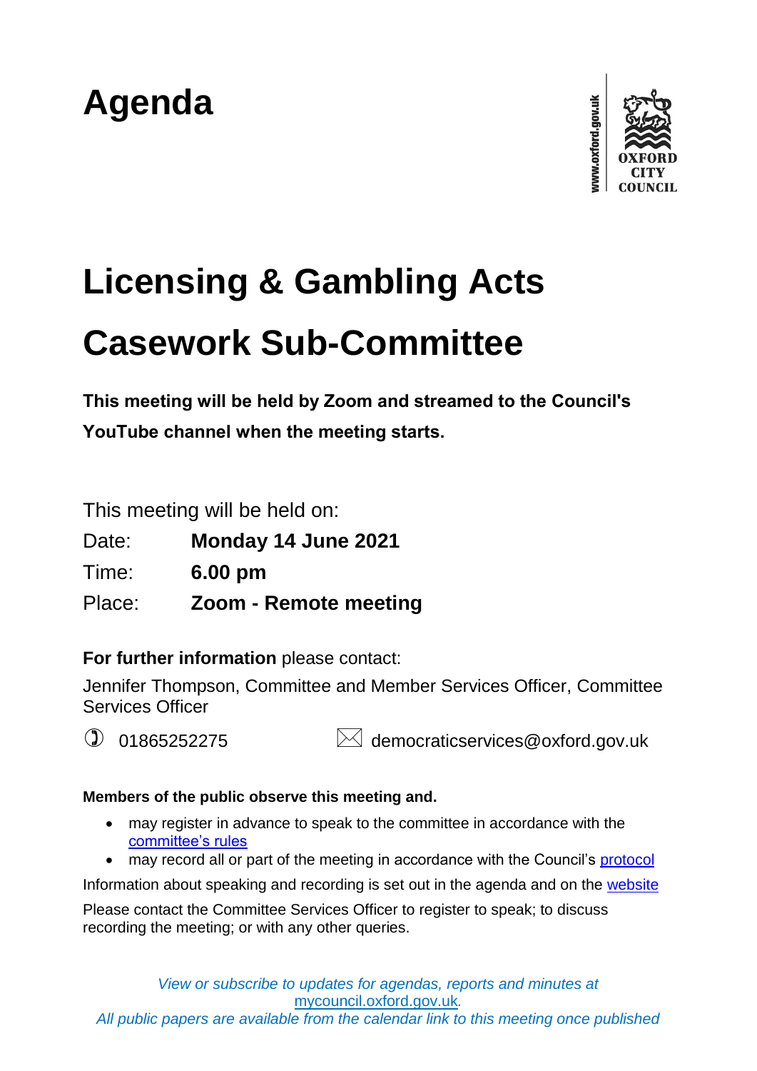# Agenda

www.oxford.gov.uk

OXFORD CITY COUNCIL

# Licensing & Gambling Acts Casework Sub-Committee

**This meeting will be held by Zoom and streamed to the Council's YouTube channel when the meeting starts.**

This meeting will be held on:

Date: **Monday 14 June 2021**

Time: **6.00 pm**

Place: **Zoom - Remote meeting**

**For further information** please contact:

Jennifer Thompson, Committee and Member Services Officer, Committee Services Officer

01865252275

democraticservices@oxford.gov.uk

**Members of the public observe this meeting and.**

- may register in advance to speak to the committee in accordance with the committee's rules
- may record all or part of the meeting in accordance with the Council's protocol

Information about speaking and recording is set out in the agenda and on the website

Please contact the Committee Services Officer to register to speak; to discuss recording the meeting; or with any other queries.

*View or subscribe to updates for agendas, reports and minutes at* mycouncil.oxford.gov.uk.

*All public papers are available from the calendar link to this meeting once published*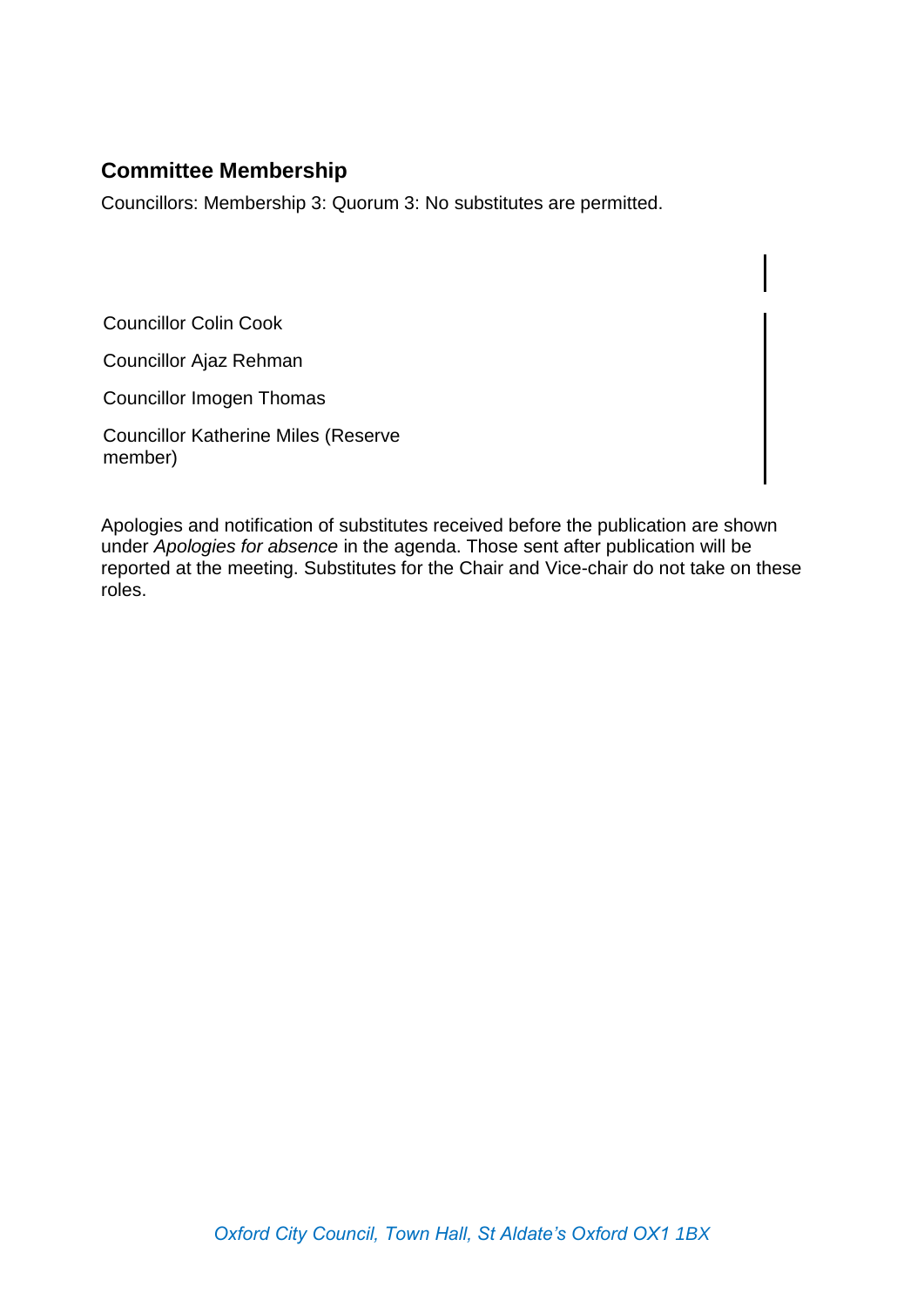## Committee Membership

Councillors: Membership 3: Quorum 3: No substitutes are permitted.

Councillor Colin Cook

Councillor Ajaz Rehman

Councillor Imogen Thomas

Councillor Katherine Miles (Reserve member)

Apologies and notification of substitutes received before the publication are shown under *Apologies for absence* in the agenda. Those sent after publication will be reported at the meeting. Substitutes for the Chair and Vice-chair do not take on these roles.

*Oxford City Council, Town Hall, St Aldate's Oxford OX1 1BX*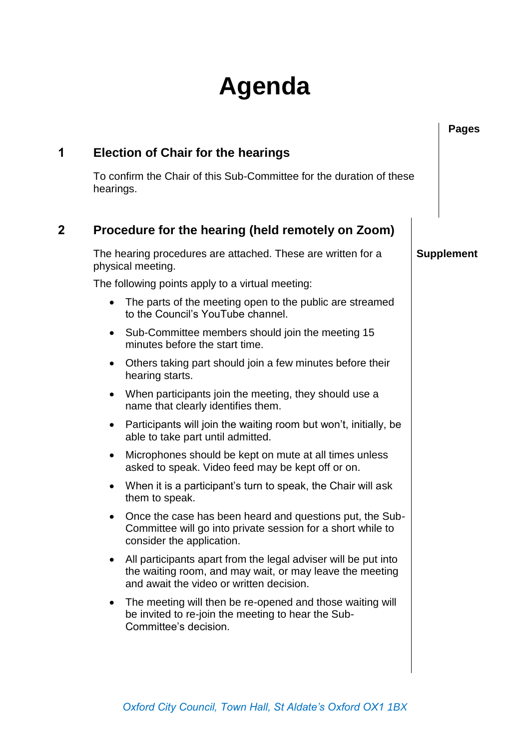# Agenda

**Pages**

## 1 Election of Chair for the hearings

To confirm the Chair of this Sub-Committee for the duration of these hearings.

## 2 Procedure for the hearing (held remotely on Zoom)

The hearing procedures are attached. These are written for a physical meeting. **Supplement**

The following points apply to a virtual meeting:

- The parts of the meeting open to the public are streamed to the Council's YouTube channel.
- Sub-Committee members should join the meeting 15 minutes before the start time.
- Others taking part should join a few minutes before their hearing starts.
- When participants join the meeting, they should use a name that clearly identifies them.
- Participants will join the waiting room but won't, initially, be able to take part until admitted.
- Microphones should be kept on mute at all times unless asked to speak. Video feed may be kept off or on.
- When it is a participant's turn to speak, the Chair will ask them to speak.
- Once the case has been heard and questions put, the Sub-Committee will go into private session for a short while to consider the application.
- All participants apart from the legal adviser will be put into the waiting room, and may wait, or may leave the meeting and await the video or written decision.
- The meeting will then be re-opened and those waiting will be invited to re-join the meeting to hear the Sub-Committee's decision.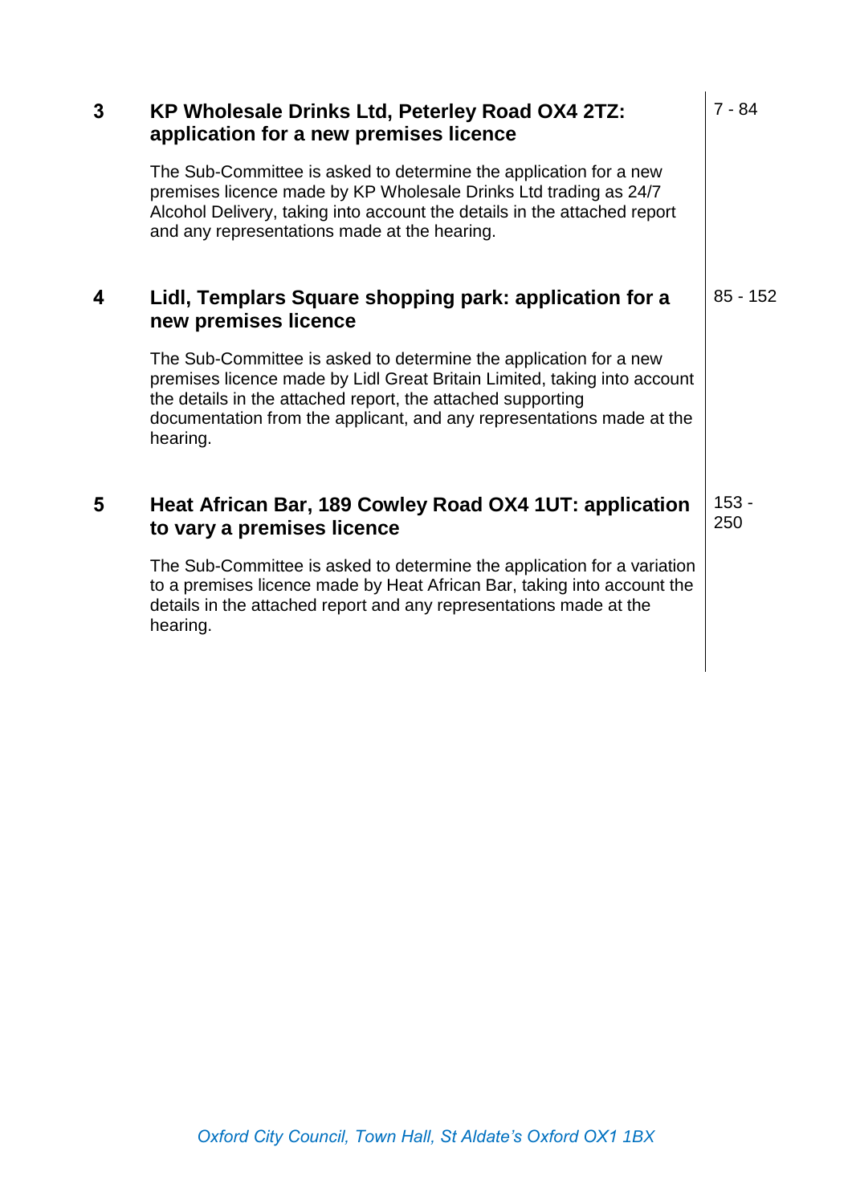| | | |
|---|---|---|
| **3** | **KP Wholesale Drinks Ltd, Peterley Road OX4 2TZ: application for a new premises licence**<br><br>The Sub-Committee is asked to determine the application for a new premises licence made by KP Wholesale Drinks Ltd trading as 24/7 Alcohol Delivery, taking into account the details in the attached report and any representations made at the hearing. | 7 - 84 |
| **4** | **Lidl, Templars Square shopping park: application for a new premises licence**<br><br>The Sub-Committee is asked to determine the application for a new premises licence made by Lidl Great Britain Limited, taking into account the details in the attached report, the attached supporting documentation from the applicant, and any representations made at the hearing. | 85 - 152 |
| **5** | **Heat African Bar, 189 Cowley Road OX4 1UT: application to vary a premises licence**<br><br>The Sub-Committee is asked to determine the application for a variation to a premises licence made by Heat African Bar, taking into account the details in the attached report and any representations made at the hearing. | 153 - 250 |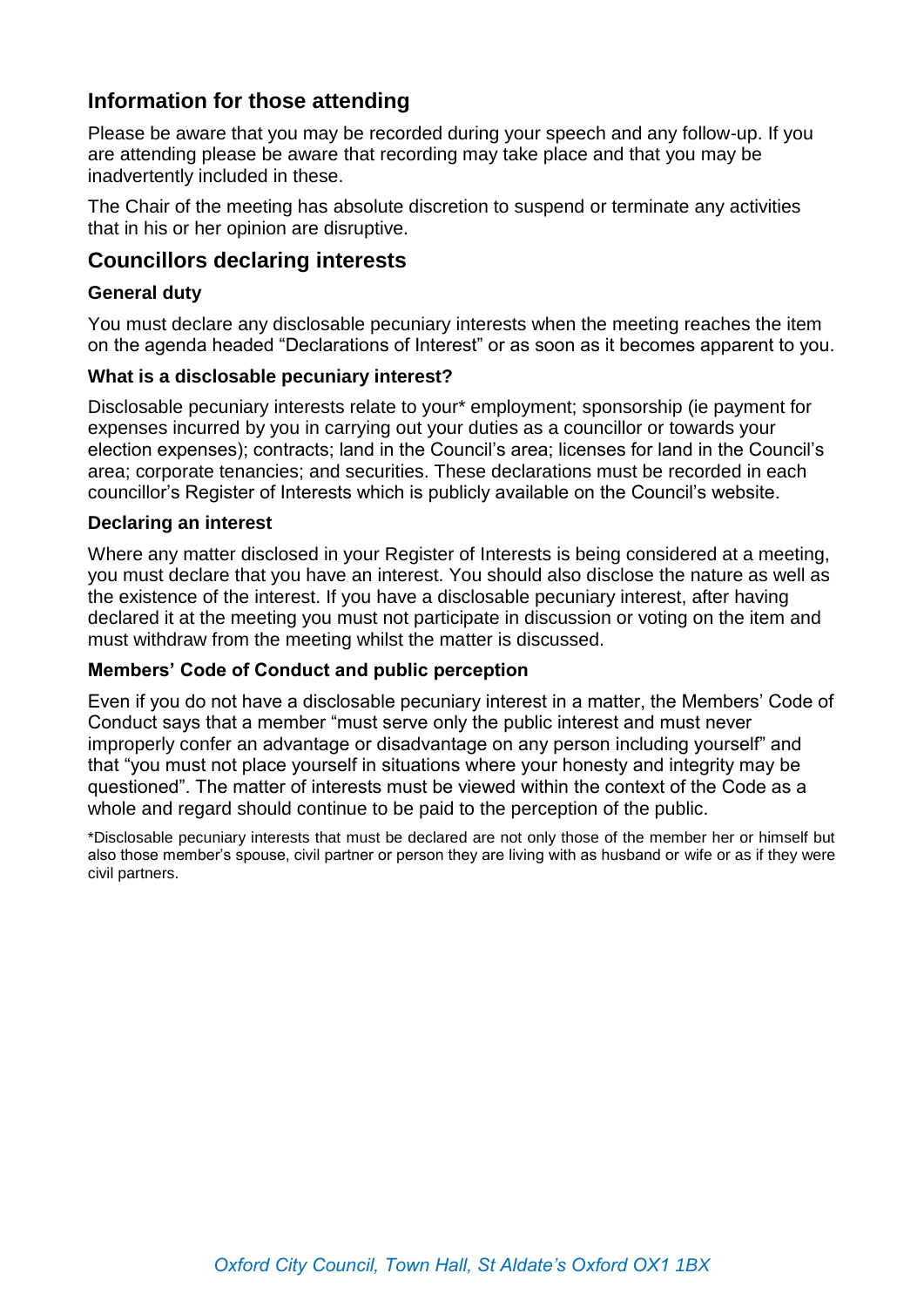## Information for those attending

Please be aware that you may be recorded during your speech and any follow-up. If you are attending please be aware that recording may take place and that you may be inadvertently included in these.

The Chair of the meeting has absolute discretion to suspend or terminate any activities that in his or her opinion are disruptive.

## Councillors declaring interests

### General duty

You must declare any disclosable pecuniary interests when the meeting reaches the item on the agenda headed "Declarations of Interest" or as soon as it becomes apparent to you.

### What is a disclosable pecuniary interest?

Disclosable pecuniary interests relate to your* employment; sponsorship (ie payment for expenses incurred by you in carrying out your duties as a councillor or towards your election expenses); contracts; land in the Council's area; licenses for land in the Council's area; corporate tenancies; and securities. These declarations must be recorded in each councillor's Register of Interests which is publicly available on the Council's website.

### Declaring an interest

Where any matter disclosed in your Register of Interests is being considered at a meeting, you must declare that you have an interest. You should also disclose the nature as well as the existence of the interest. If you have a disclosable pecuniary interest, after having declared it at the meeting you must not participate in discussion or voting on the item and must withdraw from the meeting whilst the matter is discussed.

### Members' Code of Conduct and public perception

Even if you do not have a disclosable pecuniary interest in a matter, the Members' Code of Conduct says that a member "must serve only the public interest and must never improperly confer an advantage or disadvantage on any person including yourself" and that "you must not place yourself in situations where your honesty and integrity may be questioned". The matter of interests must be viewed within the context of the Code as a whole and regard should continue to be paid to the perception of the public.

*Disclosable pecuniary interests that must be declared are not only those of the member her or himself but also those member's spouse, civil partner or person they are living with as husband or wife or as if they were civil partners.

*Oxford City Council, Town Hall, St Aldate's Oxford OX1 1BX*